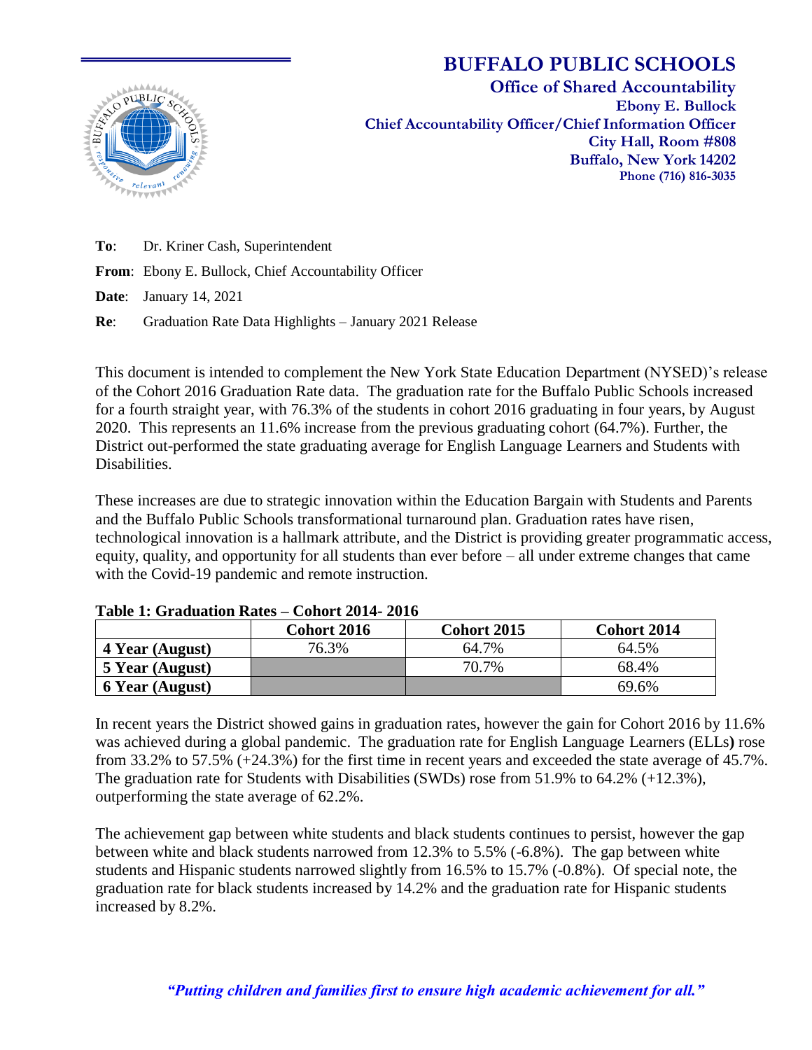# BUFFALO PUBLIC SCHOOLS

**Office of Shared Accountability**
**Ebony E. Bullock**
**Chief Accountability Officer/Chief Information Officer**
**City Hall, Room #808**
**Buffalo, New York 14202**
**Phone (716) 816-3035**

**To**: Dr. Kriner Cash, Superintendent

**From**: Ebony E. Bullock, Chief Accountability Officer

**Date**: January 14, 2021

**Re**: Graduation Rate Data Highlights – January 2021 Release

This document is intended to complement the New York State Education Department (NYSED)'s release of the Cohort 2016 Graduation Rate data. The graduation rate for the Buffalo Public Schools increased for a fourth straight year, with 76.3% of the students in cohort 2016 graduating in four years, by August 2020. This represents an 11.6% increase from the previous graduating cohort (64.7%). Further, the District out-performed the state graduating average for English Language Learners and Students with Disabilities.

These increases are due to strategic innovation within the Education Bargain with Students and Parents and the Buffalo Public Schools transformational turnaround plan. Graduation rates have risen, technological innovation is a hallmark attribute, and the District is providing greater programmatic access, equity, quality, and opportunity for all students than ever before – all under extreme changes that came with the Covid-19 pandemic and remote instruction.

**Table 1: Graduation Rates – Cohort 2014- 2016**

| | Cohort 2016 | Cohort 2015 | Cohort 2014 |
|---|---|---|---|
| **4 Year (August)** | 76.3% | 64.7% | 64.5% |
| **5 Year (August)** | | 70.7% | 68.4% |
| **6 Year (August)** | | | 69.6% |

In recent years the District showed gains in graduation rates, however the gain for Cohort 2016 by 11.6% was achieved during a global pandemic. The graduation rate for English Language Learners (ELLs**)** rose from 33.2% to 57.5% (+24.3%) for the first time in recent years and exceeded the state average of 45.7%. The graduation rate for Students with Disabilities (SWDs) rose from 51.9% to 64.2% (+12.3%), outperforming the state average of 62.2%.

The achievement gap between white students and black students continues to persist, however the gap between white and black students narrowed from 12.3% to 5.5% (-6.8%). The gap between white students and Hispanic students narrowed slightly from 16.5% to 15.7% (-0.8%). Of special note, the graduation rate for black students increased by 14.2% and the graduation rate for Hispanic students increased by 8.2%.

***"Putting children and families first to ensure high academic achievement for all."***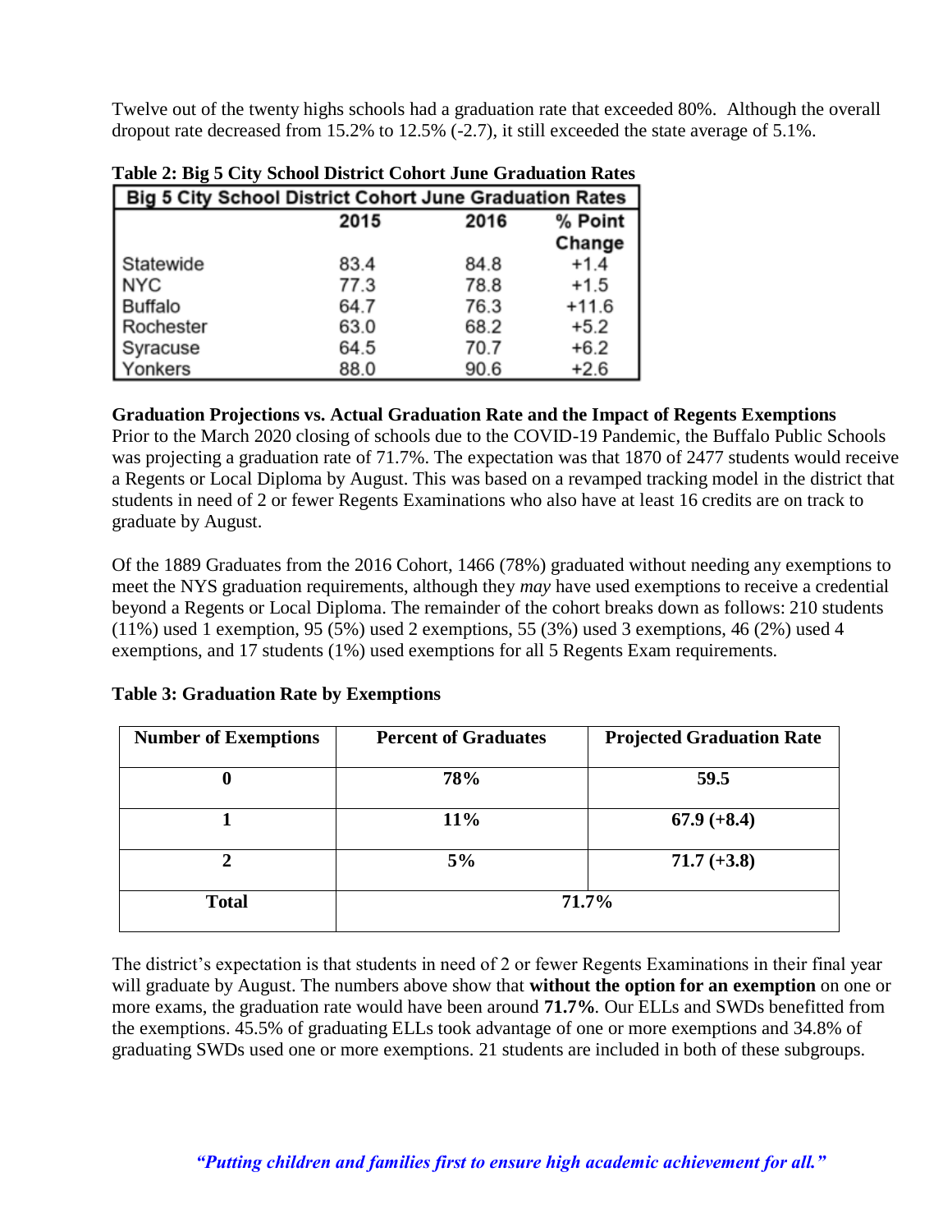Twelve out of the twenty highs schools had a graduation rate that exceeded 80%. Although the overall dropout rate decreased from 15.2% to 12.5% (-2.7), it still exceeded the state average of 5.1%.

**Table 2: Big 5 City School District Cohort June Graduation Rates**

| Big 5 City School District Cohort June Graduation Rates | | | |
|---|---|---|---|
| | 2015 | 2016 | % Point Change |
| Statewide | 83.4 | 84.8 | +1.4 |
| NYC | 77.3 | 78.8 | +1.5 |
| Buffalo | 64.7 | 76.3 | +11.6 |
| Rochester | 63.0 | 68.2 | +5.2 |
| Syracuse | 64.5 | 70.7 | +6.2 |
| Yonkers | 88.0 | 90.6 | +2.6 |

**Graduation Projections vs. Actual Graduation Rate and the Impact of Regents Exemptions**

Prior to the March 2020 closing of schools due to the COVID-19 Pandemic, the Buffalo Public Schools was projecting a graduation rate of 71.7%. The expectation was that 1870 of 2477 students would receive a Regents or Local Diploma by August. This was based on a revamped tracking model in the district that students in need of 2 or fewer Regents Examinations who also have at least 16 credits are on track to graduate by August.

Of the 1889 Graduates from the 2016 Cohort, 1466 (78%) graduated without needing any exemptions to meet the NYS graduation requirements, although they *may* have used exemptions to receive a credential beyond a Regents or Local Diploma. The remainder of the cohort breaks down as follows: 210 students (11%) used 1 exemption, 95 (5%) used 2 exemptions, 55 (3%) used 3 exemptions, 46 (2%) used 4 exemptions, and 17 students (1%) used exemptions for all 5 Regents Exam requirements.

**Table 3: Graduation Rate by Exemptions**

| Number of Exemptions | Percent of Graduates | Projected Graduation Rate |
|---|---|---|
| **0** | **78%** | **59.5** |
| **1** | **11%** | **67.9 (+8.4)** |
| **2** | **5%** | **71.7 (+3.8)** |
| **Total** | **71.7%** | |

The district's expectation is that students in need of 2 or fewer Regents Examinations in their final year will graduate by August. The numbers above show that **without the option for an exemption** on one or more exams, the graduation rate would have been around **71.7%**. Our ELLs and SWDs benefitted from the exemptions. 45.5% of graduating ELLs took advantage of one or more exemptions and 34.8% of graduating SWDs used one or more exemptions. 21 students are included in both of these subgroups.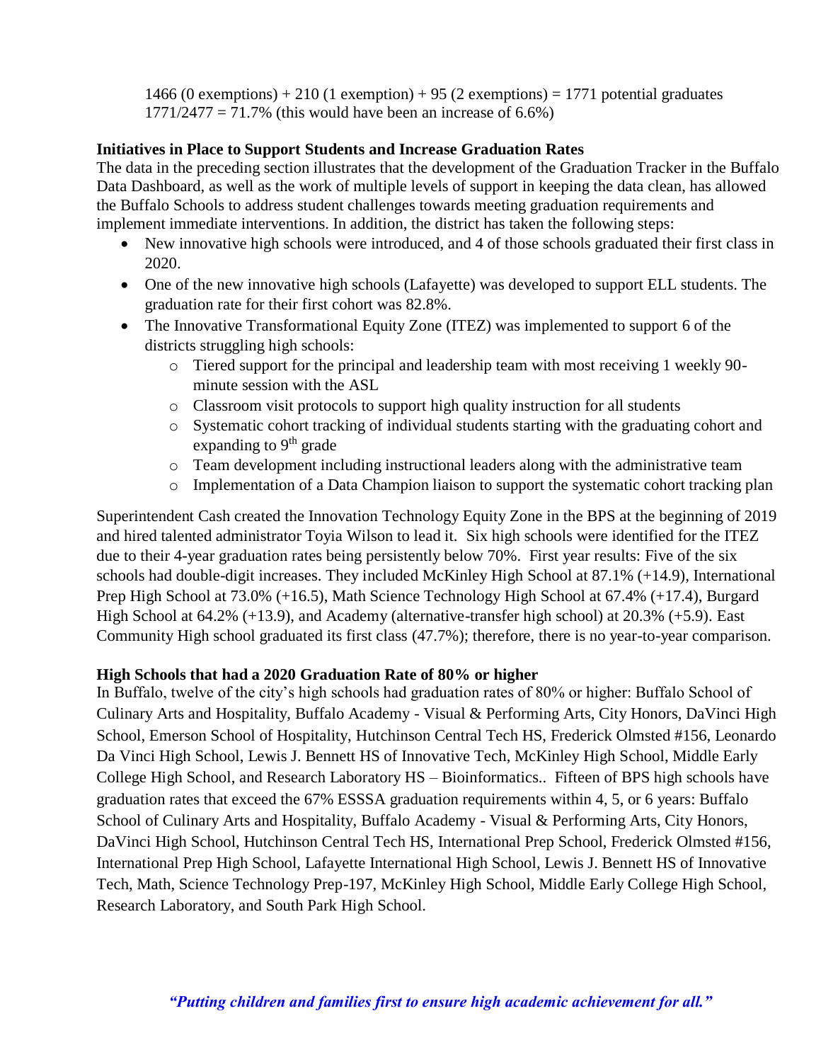1466 (0 exemptions) + 210 (1 exemption) + 95 (2 exemptions) = 1771 potential graduates
1771/2477 = 71.7% (this would have been an increase of 6.6%)

**Initiatives in Place to Support Students and Increase Graduation Rates**

The data in the preceding section illustrates that the development of the Graduation Tracker in the Buffalo Data Dashboard, as well as the work of multiple levels of support in keeping the data clean, has allowed the Buffalo Schools to address student challenges towards meeting graduation requirements and implement immediate interventions. In addition, the district has taken the following steps:

- New innovative high schools were introduced, and 4 of those schools graduated their first class in 2020.
- One of the new innovative high schools (Lafayette) was developed to support ELL students. The graduation rate for their first cohort was 82.8%.
- The Innovative Transformational Equity Zone (ITEZ) was implemented to support 6 of the districts struggling high schools:
  - Tiered support for the principal and leadership team with most receiving 1 weekly 90-minute session with the ASL
  - Classroom visit protocols to support high quality instruction for all students
  - Systematic cohort tracking of individual students starting with the graduating cohort and expanding to 9th grade
  - Team development including instructional leaders along with the administrative team
  - Implementation of a Data Champion liaison to support the systematic cohort tracking plan

Superintendent Cash created the Innovation Technology Equity Zone in the BPS at the beginning of 2019 and hired talented administrator Toyia Wilson to lead it. Six high schools were identified for the ITEZ due to their 4-year graduation rates being persistently below 70%. First year results: Five of the six schools had double-digit increases. They included McKinley High School at 87.1% (+14.9), International Prep High School at 73.0% (+16.5), Math Science Technology High School at 67.4% (+17.4), Burgard High School at 64.2% (+13.9), and Academy (alternative-transfer high school) at 20.3% (+5.9). East Community High school graduated its first class (47.7%); therefore, there is no year-to-year comparison.

**High Schools that had a 2020 Graduation Rate of 80% or higher**

In Buffalo, twelve of the city's high schools had graduation rates of 80% or higher: Buffalo School of Culinary Arts and Hospitality, Buffalo Academy - Visual & Performing Arts, City Honors, DaVinci High School, Emerson School of Hospitality, Hutchinson Central Tech HS, Frederick Olmsted #156, Leonardo Da Vinci High School, Lewis J. Bennett HS of Innovative Tech, McKinley High School, Middle Early College High School, and Research Laboratory HS – Bioinformatics.. Fifteen of BPS high schools have graduation rates that exceed the 67% ESSSA graduation requirements within 4, 5, or 6 years: Buffalo School of Culinary Arts and Hospitality, Buffalo Academy - Visual & Performing Arts, City Honors, DaVinci High School, Hutchinson Central Tech HS, International Prep School, Frederick Olmsted #156, International Prep High School, Lafayette International High School, Lewis J. Bennett HS of Innovative Tech, Math, Science Technology Prep-197, McKinley High School, Middle Early College High School, Research Laboratory, and South Park High School.

***"Putting children and families first to ensure high academic achievement for all."***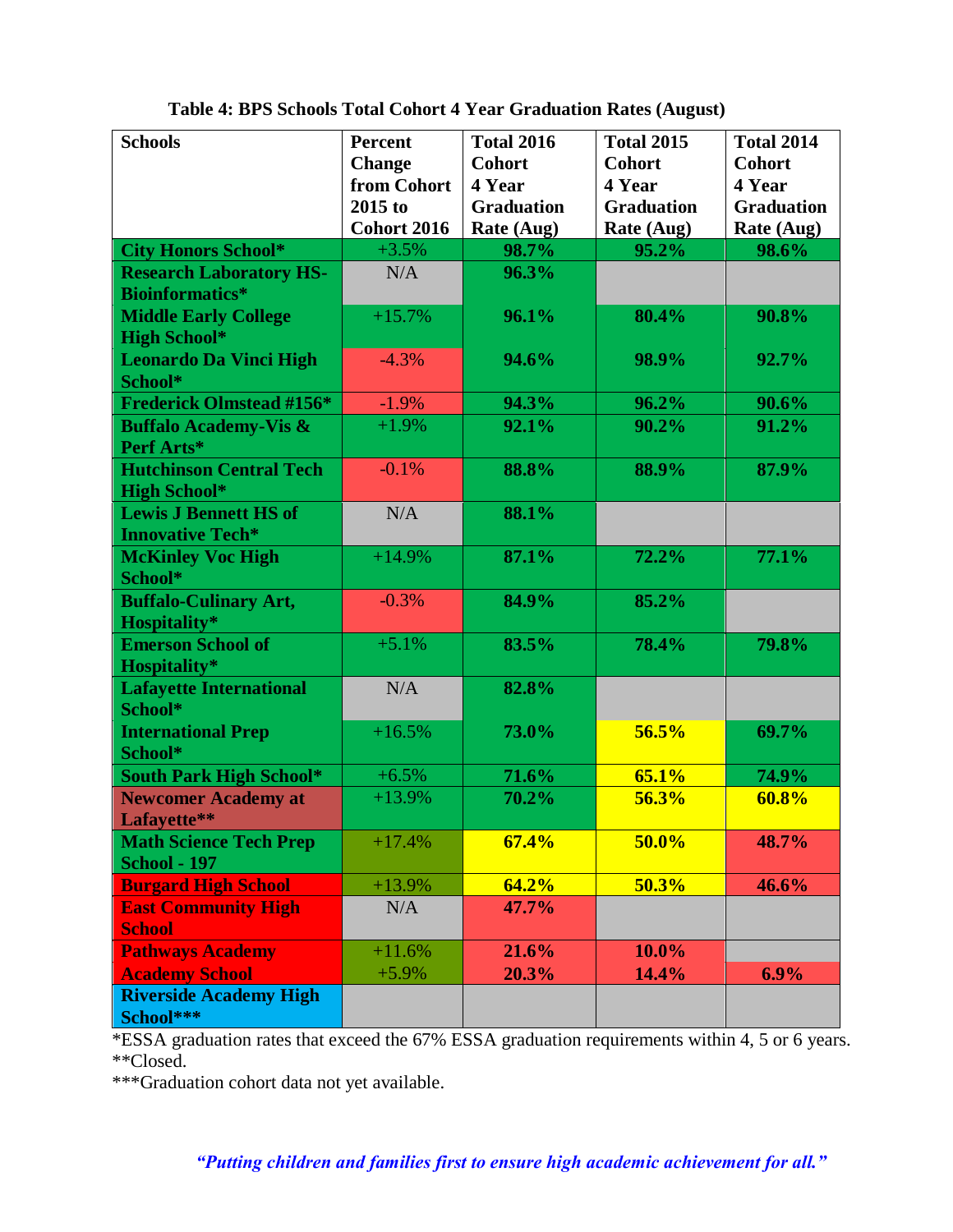**Table 4: BPS Schools Total Cohort 4 Year Graduation Rates (August)**

| Schools | Percent Change from Cohort 2015 to Cohort 2016 | Total 2016 Cohort 4 Year Graduation Rate (Aug) | Total 2015 Cohort 4 Year Graduation Rate (Aug) | Total 2014 Cohort 4 Year Graduation Rate (Aug) |
|---|---|---|---|---|
| City Honors School* | +3.5% | 98.7% | 95.2% | 98.6% |
| Research Laboratory HS-Bioinformatics* | N/A | 96.3% | | |
| Middle Early College High School* | +15.7% | 96.1% | 80.4% | 90.8% |
| Leonardo Da Vinci High School* | -4.3% | 94.6% | 98.9% | 92.7% |
| Frederick Olmstead #156* | -1.9% | 94.3% | 96.2% | 90.6% |
| Buffalo Academy-Vis & Perf Arts* | +1.9% | 92.1% | 90.2% | 91.2% |
| Hutchinson Central Tech High School* | -0.1% | 88.8% | 88.9% | 87.9% |
| Lewis J Bennett HS of Innovative Tech* | N/A | 88.1% | | |
| McKinley Voc High School* | +14.9% | 87.1% | 72.2% | 77.1% |
| Buffalo-Culinary Art, Hospitality* | -0.3% | 84.9% | 85.2% | |
| Emerson School of Hospitality* | +5.1% | 83.5% | 78.4% | 79.8% |
| Lafayette International School* | N/A | 82.8% | | |
| International Prep School* | +16.5% | 73.0% | 56.5% | 69.7% |
| South Park High School* | +6.5% | 71.6% | 65.1% | 74.9% |
| Newcomer Academy at Lafayette** | +13.9% | 70.2% | 56.3% | 60.8% |
| Math Science Tech Prep School - 197 | +17.4% | 67.4% | 50.0% | 48.7% |
| Burgard High School | +13.9% | 64.2% | 50.3% | 46.6% |
| East Community High School | N/A | 47.7% | | |
| Pathways Academy | +11.6% | 21.6% | 10.0% | |
| Academy School | +5.9% | 20.3% | 14.4% | 6.9% |
| Riverside Academy High School*** | | | | |

*ESSA graduation rates that exceed the 67% ESSA graduation requirements within 4, 5 or 6 years.
**Closed.
***Graduation cohort data not yet available.

*"Putting children and families first to ensure high academic achievement for all."*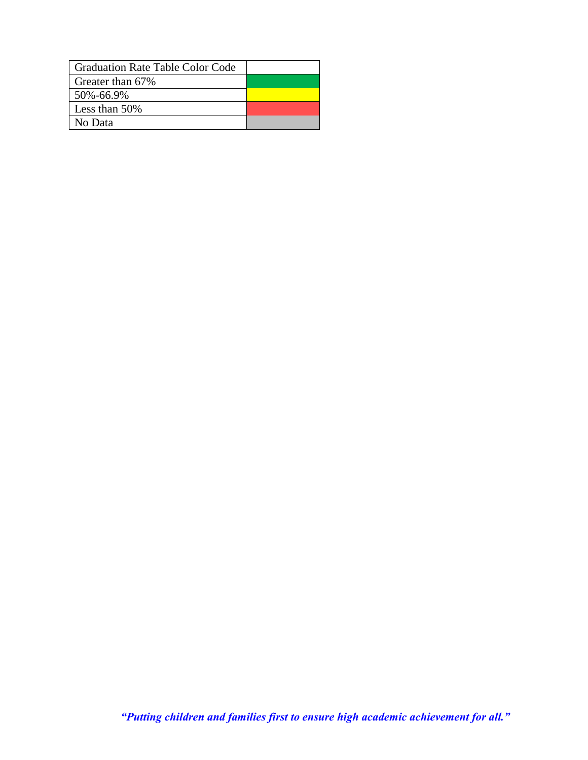| Graduation Rate Table Color Code | |
|---|---|
| Greater than 67% | |
| 50%-66.9% | |
| Less than 50% | |
| No Data | |

***"Putting children and families first to ensure high academic achievement for all."***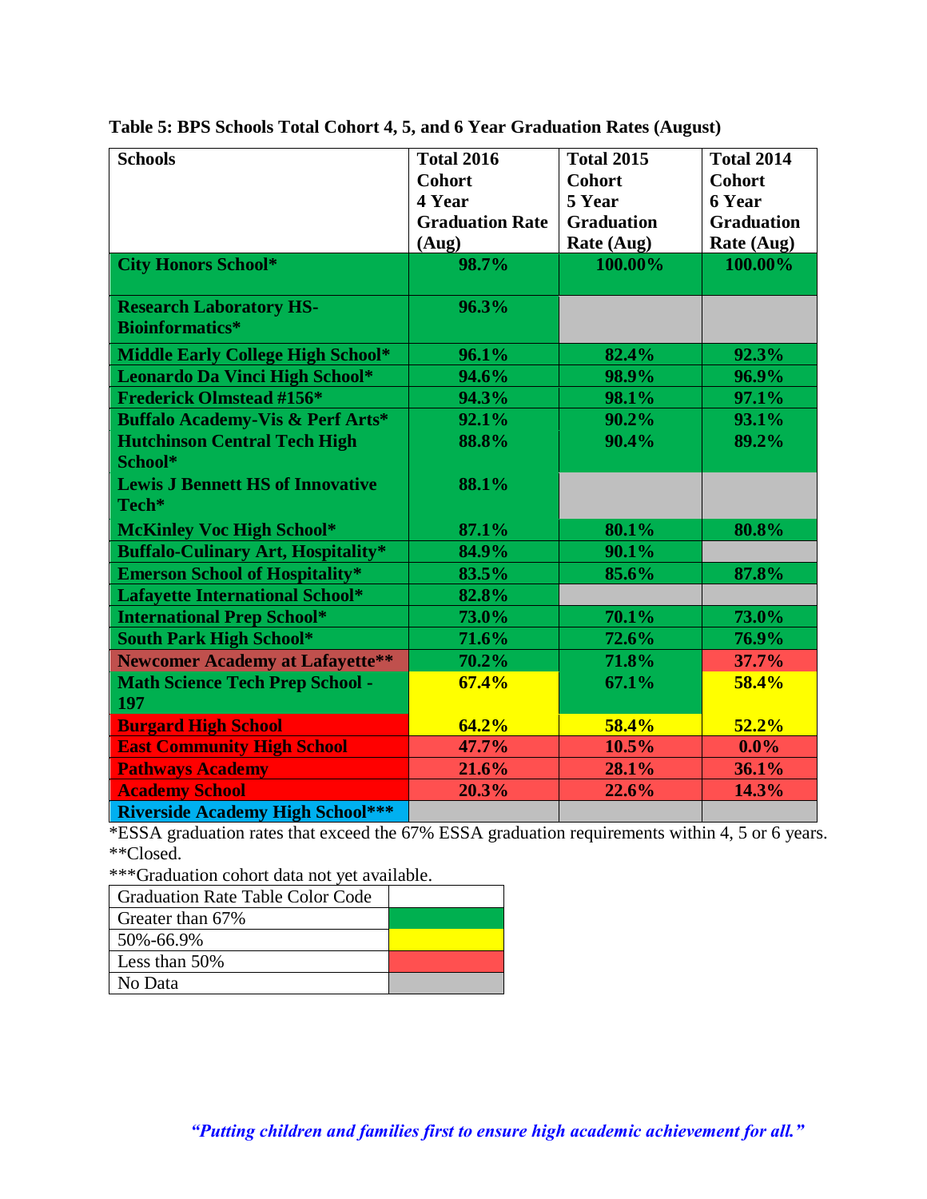**Table 5: BPS Schools Total Cohort 4, 5, and 6 Year Graduation Rates (August)**

| Schools | Total 2016 Cohort 4 Year Graduation Rate (Aug) | Total 2015 Cohort 5 Year Graduation Rate (Aug) | Total 2014 Cohort 6 Year Graduation Rate (Aug) |
|---|---|---|---|
| City Honors School* | 98.7% | 100.00% | 100.00% |
| Research Laboratory HS-Bioinformatics* | 96.3% | | |
| Middle Early College High School* | 96.1% | 82.4% | 92.3% |
| Leonardo Da Vinci High School* | 94.6% | 98.9% | 96.9% |
| Frederick Olmstead #156* | 94.3% | 98.1% | 97.1% |
| Buffalo Academy-Vis & Perf Arts* | 92.1% | 90.2% | 93.1% |
| Hutchinson Central Tech High School* | 88.8% | 90.4% | 89.2% |
| Lewis J Bennett HS of Innovative Tech* | 88.1% | | |
| McKinley Voc High School* | 87.1% | 80.1% | 80.8% |
| Buffalo-Culinary Art, Hospitality* | 84.9% | 90.1% | |
| Emerson School of Hospitality* | 83.5% | 85.6% | 87.8% |
| Lafayette International School* | 82.8% | | |
| International Prep School* | 73.0% | 70.1% | 73.0% |
| South Park High School* | 71.6% | 72.6% | 76.9% |
| Newcomer Academy at Lafayette** | 70.2% | 71.8% | 37.7% |
| Math Science Tech Prep School - 197 | 67.4% | 67.1% | 58.4% |
| Burgard High School | 64.2% | 58.4% | 52.2% |
| East Community High School | 47.7% | 10.5% | 0.0% |
| Pathways Academy | 21.6% | 28.1% | 36.1% |
| Academy School | 20.3% | 22.6% | 14.3% |
| Riverside Academy High School*** | | | |

*ESSA graduation rates that exceed the 67% ESSA graduation requirements within 4, 5 or 6 years.
**Closed.
***Graduation cohort data not yet available.

| Graduation Rate Table Color Code | |
|---|---|
| Greater than 67% | Green |
| 50%-66.9% | Yellow |
| Less than 50% | Red |
| No Data | Gray |

*"Putting children and families first to ensure high academic achievement for all."*